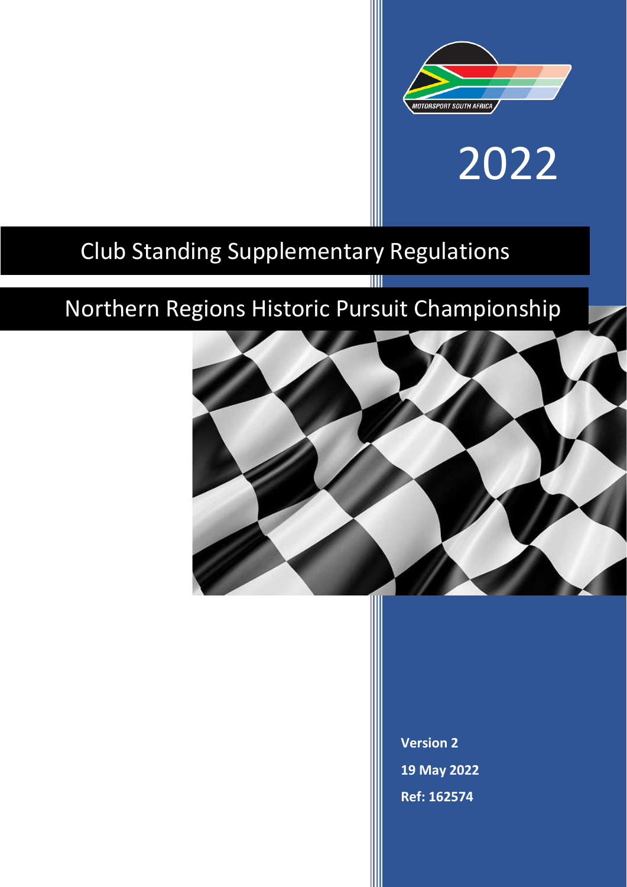2022

# Club Standing Supplementary Regulations

# Northern Regions Historic Pursuit Championship

**Version 2**

**19 May 2022**

**Ref: 162574**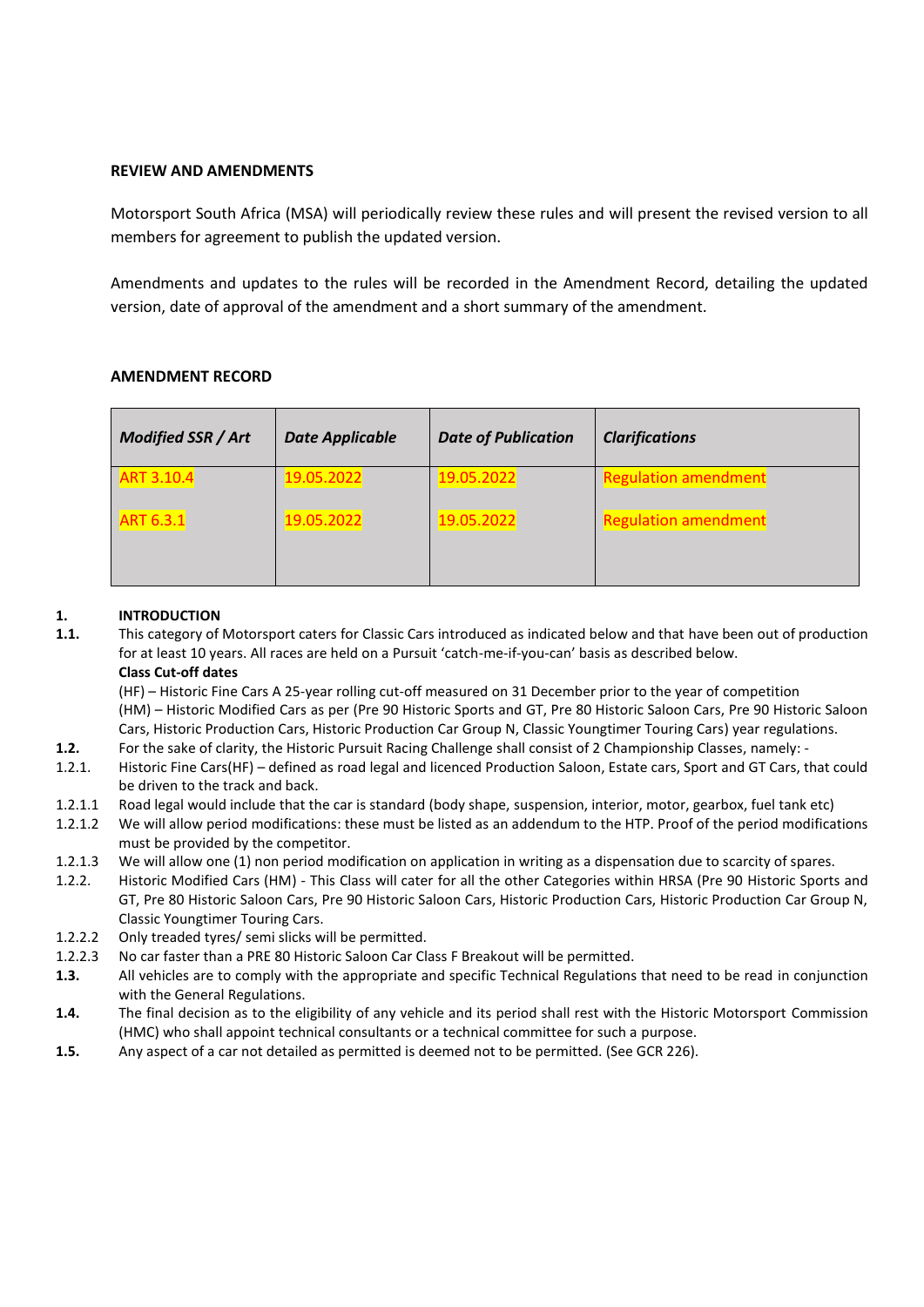**REVIEW AND AMENDMENTS**

Motorsport South Africa (MSA) will periodically review these rules and will present the revised version to all members for agreement to publish the updated version.

Amendments and updates to the rules will be recorded in the Amendment Record, detailing the updated version, date of approval of the amendment and a short summary of the amendment.

**AMENDMENT RECORD**

| *Modified SSR / Art* | *Date Applicable* | *Date of Publication* | *Clarifications* |
|---|---|---|---|
| ART 3.10.4 | 19.05.2022 | 19.05.2022 | Regulation amendment |
| ART 6.3.1 | 19.05.2022 | 19.05.2022 | Regulation amendment |
| | | | |

**1. INTRODUCTION**

**1.1.** This category of Motorsport caters for Classic Cars introduced as indicated below and that have been out of production for at least 10 years. All races are held on a Pursuit 'catch-me-if-you-can' basis as described below.

**Class Cut-off dates**

(HF) – Historic Fine Cars A 25-year rolling cut-off measured on 31 December prior to the year of competition

(HM) – Historic Modified Cars as per (Pre 90 Historic Sports and GT, Pre 80 Historic Saloon Cars, Pre 90 Historic Saloon Cars, Historic Production Cars, Historic Production Car Group N, Classic Youngtimer Touring Cars) year regulations.

**1.2.** For the sake of clarity, the Historic Pursuit Racing Challenge shall consist of 2 Championship Classes, namely: -

1.2.1. Historic Fine Cars(HF) – defined as road legal and licenced Production Saloon, Estate cars, Sport and GT Cars, that could be driven to the track and back.

1.2.1.1 Road legal would include that the car is standard (body shape, suspension, interior, motor, gearbox, fuel tank etc)

1.2.1.2 We will allow period modifications: these must be listed as an addendum to the HTP. Proof of the period modifications must be provided by the competitor.

1.2.1.3 We will allow one (1) non period modification on application in writing as a dispensation due to scarcity of spares.

1.2.2. Historic Modified Cars (HM) - This Class will cater for all the other Categories within HRSA (Pre 90 Historic Sports and GT, Pre 80 Historic Saloon Cars, Pre 90 Historic Saloon Cars, Historic Production Cars, Historic Production Car Group N, Classic Youngtimer Touring Cars.

1.2.2.2 Only treaded tyres/ semi slicks will be permitted.

1.2.2.3 No car faster than a PRE 80 Historic Saloon Car Class F Breakout will be permitted.

**1.3.** All vehicles are to comply with the appropriate and specific Technical Regulations that need to be read in conjunction with the General Regulations.

**1.4.** The final decision as to the eligibility of any vehicle and its period shall rest with the Historic Motorsport Commission (HMC) who shall appoint technical consultants or a technical committee for such a purpose.

**1.5.** Any aspect of a car not detailed as permitted is deemed not to be permitted. (See GCR 226).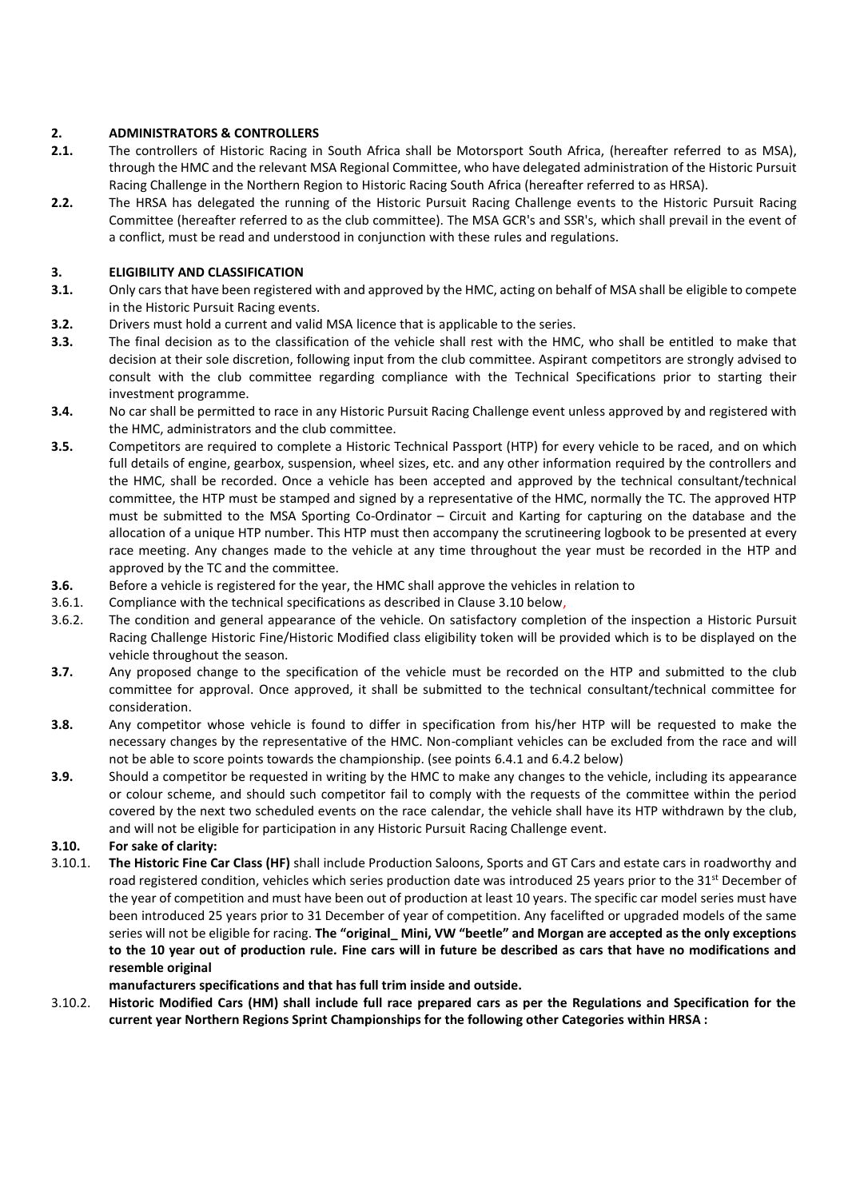## 2. ADMINISTRATORS & CONTROLLERS

**2.1.** The controllers of Historic Racing in South Africa shall be Motorsport South Africa, (hereafter referred to as MSA), through the HMC and the relevant MSA Regional Committee, who have delegated administration of the Historic Pursuit Racing Challenge in the Northern Region to Historic Racing South Africa (hereafter referred to as HRSA).

**2.2.** The HRSA has delegated the running of the Historic Pursuit Racing Challenge events to the Historic Pursuit Racing Committee (hereafter referred to as the club committee). The MSA GCR's and SSR's, which shall prevail in the event of a conflict, must be read and understood in conjunction with these rules and regulations.

## 3. ELIGIBILITY AND CLASSIFICATION

**3.1.** Only cars that have been registered with and approved by the HMC, acting on behalf of MSA shall be eligible to compete in the Historic Pursuit Racing events.

**3.2.** Drivers must hold a current and valid MSA licence that is applicable to the series.

**3.3.** The final decision as to the classification of the vehicle shall rest with the HMC, who shall be entitled to make that decision at their sole discretion, following input from the club committee. Aspirant competitors are strongly advised to consult with the club committee regarding compliance with the Technical Specifications prior to starting their investment programme.

**3.4.** No car shall be permitted to race in any Historic Pursuit Racing Challenge event unless approved by and registered with the HMC, administrators and the club committee.

**3.5.** Competitors are required to complete a Historic Technical Passport (HTP) for every vehicle to be raced, and on which full details of engine, gearbox, suspension, wheel sizes, etc. and any other information required by the controllers and the HMC, shall be recorded. Once a vehicle has been accepted and approved by the technical consultant/technical committee, the HTP must be stamped and signed by a representative of the HMC, normally the TC. The approved HTP must be submitted to the MSA Sporting Co-Ordinator – Circuit and Karting for capturing on the database and the allocation of a unique HTP number. This HTP must then accompany the scrutineering logbook to be presented at every race meeting. Any changes made to the vehicle at any time throughout the year must be recorded in the HTP and approved by the TC and the committee.

**3.6.** Before a vehicle is registered for the year, the HMC shall approve the vehicles in relation to

3.6.1. Compliance with the technical specifications as described in Clause 3.10 below,

3.6.2. The condition and general appearance of the vehicle. On satisfactory completion of the inspection a Historic Pursuit Racing Challenge Historic Fine/Historic Modified class eligibility token will be provided which is to be displayed on the vehicle throughout the season.

**3.7.** Any proposed change to the specification of the vehicle must be recorded on the HTP and submitted to the club committee for approval. Once approved, it shall be submitted to the technical consultant/technical committee for consideration.

**3.8.** Any competitor whose vehicle is found to differ in specification from his/her HTP will be requested to make the necessary changes by the representative of the HMC. Non-compliant vehicles can be excluded from the race and will not be able to score points towards the championship. (see points 6.4.1 and 6.4.2 below)

**3.9.** Should a competitor be requested in writing by the HMC to make any changes to the vehicle, including its appearance or colour scheme, and should such competitor fail to comply with the requests of the committee within the period covered by the next two scheduled events on the race calendar, the vehicle shall have its HTP withdrawn by the club, and will not be eligible for participation in any Historic Pursuit Racing Challenge event.

**3.10. For sake of clarity:**

3.10.1. **The Historic Fine Car Class (HF)** shall include Production Saloons, Sports and GT Cars and estate cars in roadworthy and road registered condition, vehicles which series production date was introduced 25 years prior to the 31st December of the year of competition and must have been out of production at least 10 years. The specific car model series must have been introduced 25 years prior to 31 December of year of competition. Any facelifted or upgraded models of the same series will not be eligible for racing. **The "original_ Mini, VW "beetle" and Morgan are accepted as the only exceptions to the 10 year out of production rule. Fine cars will in future be described as cars that have no modifications and resemble original manufacturers specifications and that has full trim inside and outside.**

3.10.2. **Historic Modified Cars (HM) shall include full race prepared cars as per the Regulations and Specification for the current year Northern Regions Sprint Championships for the following other Categories within HRSA :**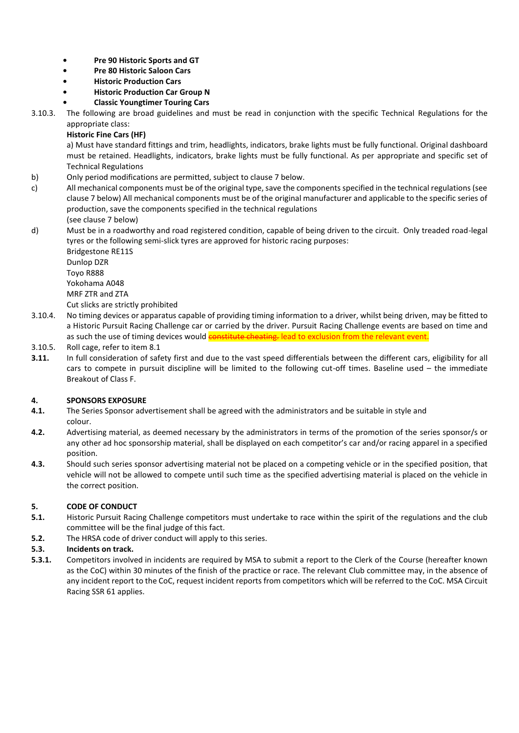- **Pre 90 Historic Sports and GT**
- **Pre 80 Historic Saloon Cars**
- **Historic Production Cars**
- **Historic Production Car Group N**
- **Classic Youngtimer Touring Cars**

3.10.3. The following are broad guidelines and must be read in conjunction with the specific Technical Regulations for the appropriate class:

**Historic Fine Cars (HF)**

a) Must have standard fittings and trim, headlights, indicators, brake lights must be fully functional. Original dashboard must be retained. Headlights, indicators, brake lights must be fully functional. As per appropriate and specific set of Technical Regulations

b) Only period modifications are permitted, subject to clause 7 below.

c) All mechanical components must be of the original type, save the components specified in the technical regulations (see clause 7 below) All mechanical components must be of the original manufacturer and applicable to the specific series of production, save the components specified in the technical regulations (see clause 7 below)

d) Must be in a roadworthy and road registered condition, capable of being driven to the circuit. Only treaded road-legal tyres or the following semi-slick tyres are approved for historic racing purposes:

Bridgestone RE11S
Dunlop DZR
Toyo R888
Yokohama A048
MRF ZTR and ZTA
Cut slicks are strictly prohibited

3.10.4. No timing devices or apparatus capable of providing timing information to a driver, whilst being driven, may be fitted to a Historic Pursuit Racing Challenge car or carried by the driver. Pursuit Racing Challenge events are based on time and as such the use of timing devices would ~~constitute cheating.~~ lead to exclusion from the relevant event.

3.10.5. Roll cage, refer to item 8.1

**3.11.** In full consideration of safety first and due to the vast speed differentials between the different cars, eligibility for all cars to compete in pursuit discipline will be limited to the following cut-off times. Baseline used – the immediate Breakout of Class F.

## 4. SPONSORS EXPOSURE

**4.1.** The Series Sponsor advertisement shall be agreed with the administrators and be suitable in style and colour.

**4.2.** Advertising material, as deemed necessary by the administrators in terms of the promotion of the series sponsor/s or any other ad hoc sponsorship material, shall be displayed on each competitor's car and/or racing apparel in a specified position.

**4.3.** Should such series sponsor advertising material not be placed on a competing vehicle or in the specified position, that vehicle will not be allowed to compete until such time as the specified advertising material is placed on the vehicle in the correct position.

## 5. CODE OF CONDUCT

**5.1.** Historic Pursuit Racing Challenge competitors must undertake to race within the spirit of the regulations and the club committee will be the final judge of this fact.

**5.2.** The HRSA code of driver conduct will apply to this series.

**5.3. Incidents on track.**

**5.3.1.** Competitors involved in incidents are required by MSA to submit a report to the Clerk of the Course (hereafter known as the CoC) within 30 minutes of the finish of the practice or race. The relevant Club committee may, in the absence of any incident report to the CoC, request incident reports from competitors which will be referred to the CoC. MSA Circuit Racing SSR 61 applies.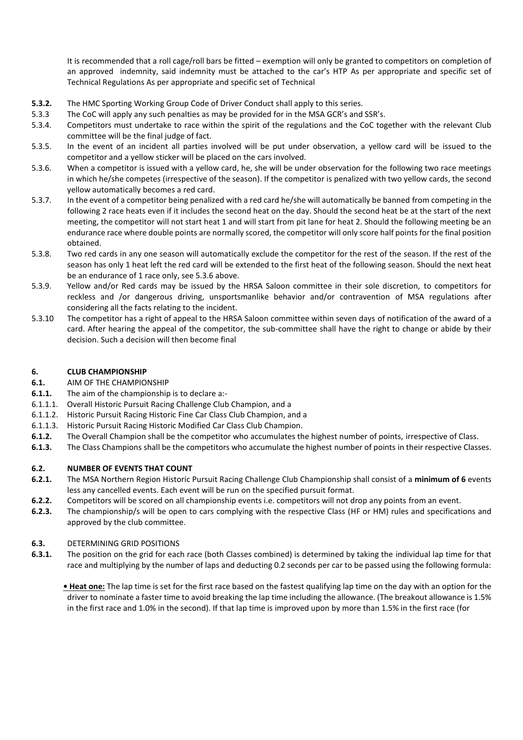It is recommended that a roll cage/roll bars be fitted – exemption will only be granted to competitors on completion of an approved indemnity, said indemnity must be attached to the car's HTP As per appropriate and specific set of Technical Regulations As per appropriate and specific set of Technical

**5.3.2.** The HMC Sporting Working Group Code of Driver Conduct shall apply to this series.

5.3.3 The CoC will apply any such penalties as may be provided for in the MSA GCR's and SSR's.

5.3.4. Competitors must undertake to race within the spirit of the regulations and the CoC together with the relevant Club committee will be the final judge of fact.

5.3.5. In the event of an incident all parties involved will be put under observation, a yellow card will be issued to the competitor and a yellow sticker will be placed on the cars involved.

5.3.6. When a competitor is issued with a yellow card, he, she will be under observation for the following two race meetings in which he/she competes (irrespective of the season). If the competitor is penalized with two yellow cards, the second yellow automatically becomes a red card.

5.3.7. In the event of a competitor being penalized with a red card he/she will automatically be banned from competing in the following 2 race heats even if it includes the second heat on the day. Should the second heat be at the start of the next meeting, the competitor will not start heat 1 and will start from pit lane for heat 2. Should the following meeting be an endurance race where double points are normally scored, the competitor will only score half points for the final position obtained.

5.3.8. Two red cards in any one season will automatically exclude the competitor for the rest of the season. If the rest of the season has only 1 heat left the red card will be extended to the first heat of the following season. Should the next heat be an endurance of 1 race only, see 5.3.6 above.

5.3.9. Yellow and/or Red cards may be issued by the HRSA Saloon committee in their sole discretion, to competitors for reckless and /or dangerous driving, unsportsmanlike behavior and/or contravention of MSA regulations after considering all the facts relating to the incident.

5.3.10 The competitor has a right of appeal to the HRSA Saloon committee within seven days of notification of the award of a card. After hearing the appeal of the competitor, the sub-committee shall have the right to change or abide by their decision. Such a decision will then become final

## 6. CLUB CHAMPIONSHIP

**6.1.** AIM OF THE CHAMPIONSHIP

**6.1.1.** The aim of the championship is to declare a:-

6.1.1.1. Overall Historic Pursuit Racing Challenge Club Champion, and a

6.1.1.2. Historic Pursuit Racing Historic Fine Car Class Club Champion, and a

6.1.1.3. Historic Pursuit Racing Historic Modified Car Class Club Champion.

**6.1.2.** The Overall Champion shall be the competitor who accumulates the highest number of points, irrespective of Class.

**6.1.3.** The Class Champions shall be the competitors who accumulate the highest number of points in their respective Classes.

### 6.2. NUMBER OF EVENTS THAT COUNT

**6.2.1.** The MSA Northern Region Historic Pursuit Racing Challenge Club Championship shall consist of a **minimum of 6** events less any cancelled events. Each event will be run on the specified pursuit format.

**6.2.2.** Competitors will be scored on all championship events i.e. competitors will not drop any points from an event.

**6.2.3.** The championship/s will be open to cars complying with the respective Class (HF or HM) rules and specifications and approved by the club committee.

**6.3.** DETERMINING GRID POSITIONS

**6.3.1.** The position on the grid for each race (both Classes combined) is determined by taking the individual lap time for that race and multiplying by the number of laps and deducting 0.2 seconds per car to be passed using the following formula:

**• Heat one:** The lap time is set for the first race based on the fastest qualifying lap time on the day with an option for the driver to nominate a faster time to avoid breaking the lap time including the allowance. (The breakout allowance is 1.5% in the first race and 1.0% in the second). If that lap time is improved upon by more than 1.5% in the first race (for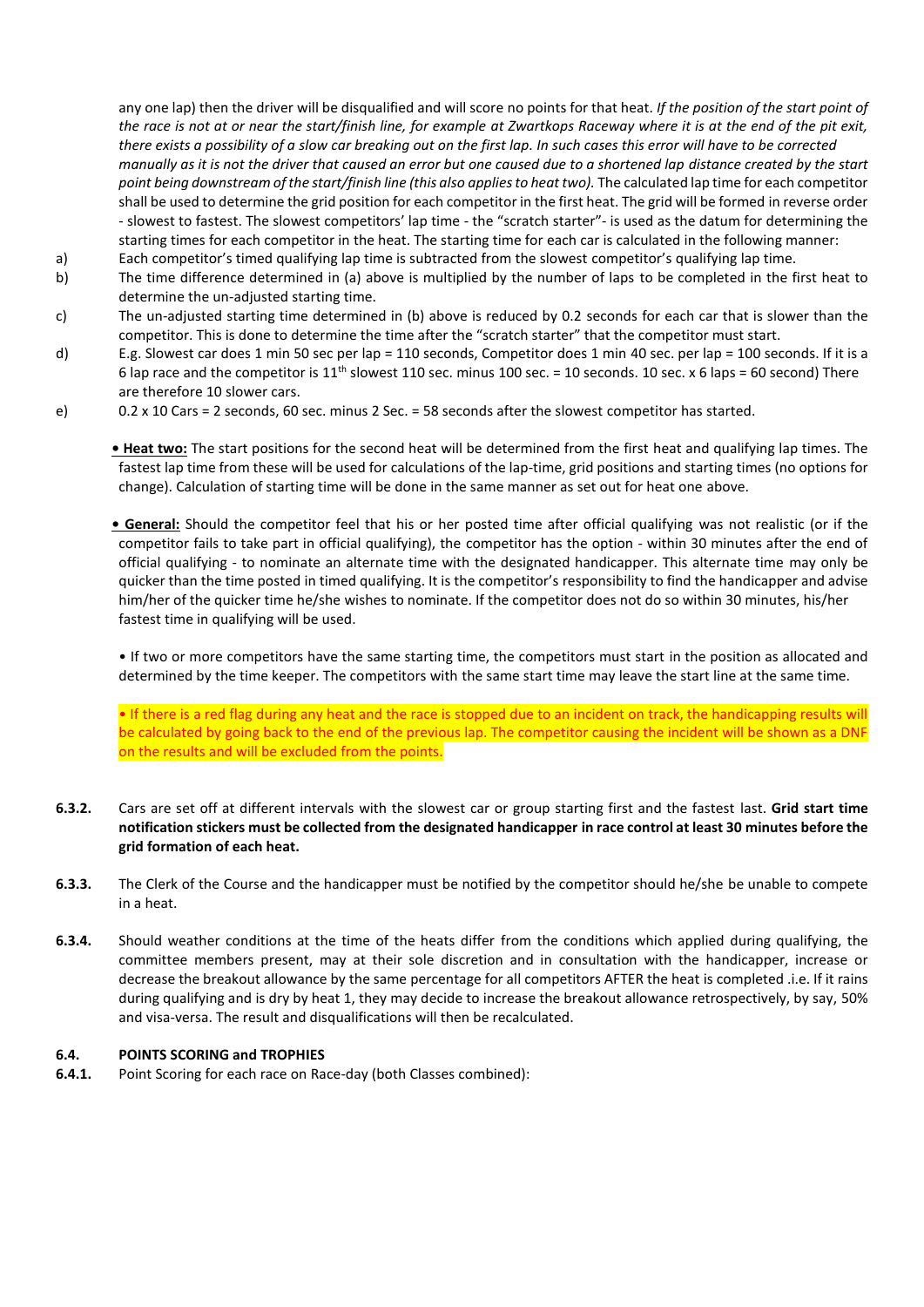any one lap) then the driver will be disqualified and will score no points for that heat. *If the position of the start point of the race is not at or near the start/finish line, for example at Zwartkops Raceway where it is at the end of the pit exit, there exists a possibility of a slow car breaking out on the first lap. In such cases this error will have to be corrected manually as it is not the driver that caused an error but one caused due to a shortened lap distance created by the start point being downstream of the start/finish line (this also applies to heat two).* The calculated lap time for each competitor shall be used to determine the grid position for each competitor in the first heat. The grid will be formed in reverse order - slowest to fastest. The slowest competitors' lap time - the "scratch starter"- is used as the datum for determining the starting times for each competitor in the heat. The starting time for each car is calculated in the following manner:

a) Each competitor's timed qualifying lap time is subtracted from the slowest competitor's qualifying lap time.

b) The time difference determined in (a) above is multiplied by the number of laps to be completed in the first heat to determine the un-adjusted starting time.

c) The un-adjusted starting time determined in (b) above is reduced by 0.2 seconds for each car that is slower than the competitor. This is done to determine the time after the "scratch starter" that the competitor must start.

d) E.g. Slowest car does 1 min 50 sec per lap = 110 seconds, Competitor does 1 min 40 sec. per lap = 100 seconds. If it is a 6 lap race and the competitor is 11th slowest 110 sec. minus 100 sec. = 10 seconds. 10 sec. x 6 laps = 60 second) There are therefore 10 slower cars.

e) 0.2 x 10 Cars = 2 seconds, 60 sec. minus 2 Sec. = 58 seconds after the slowest competitor has started.

**• Heat two:** The start positions for the second heat will be determined from the first heat and qualifying lap times. The fastest lap time from these will be used for calculations of the lap-time, grid positions and starting times (no options for change). Calculation of starting time will be done in the same manner as set out for heat one above.

**• General:** Should the competitor feel that his or her posted time after official qualifying was not realistic (or if the competitor fails to take part in official qualifying), the competitor has the option - within 30 minutes after the end of official qualifying - to nominate an alternate time with the designated handicapper. This alternate time may only be quicker than the time posted in timed qualifying. It is the competitor's responsibility to find the handicapper and advise him/her of the quicker time he/she wishes to nominate. If the competitor does not do so within 30 minutes, his/her fastest time in qualifying will be used.

• If two or more competitors have the same starting time, the competitors must start in the position as allocated and determined by the time keeper. The competitors with the same start time may leave the start line at the same time.

• If there is a red flag during any heat and the race is stopped due to an incident on track, the handicapping results will be calculated by going back to the end of the previous lap. The competitor causing the incident will be shown as a DNF on the results and will be excluded from the points.

**6.3.2.** Cars are set off at different intervals with the slowest car or group starting first and the fastest last. **Grid start time notification stickers must be collected from the designated handicapper in race control at least 30 minutes before the grid formation of each heat.**

**6.3.3.** The Clerk of the Course and the handicapper must be notified by the competitor should he/she be unable to compete in a heat.

**6.3.4.** Should weather conditions at the time of the heats differ from the conditions which applied during qualifying, the committee members present, may at their sole discretion and in consultation with the handicapper, increase or decrease the breakout allowance by the same percentage for all competitors AFTER the heat is completed .i.e. If it rains during qualifying and is dry by heat 1, they may decide to increase the breakout allowance retrospectively, by say, 50% and visa-versa. The result and disqualifications will then be recalculated.

## 6.4. POINTS SCORING and TROPHIES

**6.4.1.** Point Scoring for each race on Race-day (both Classes combined):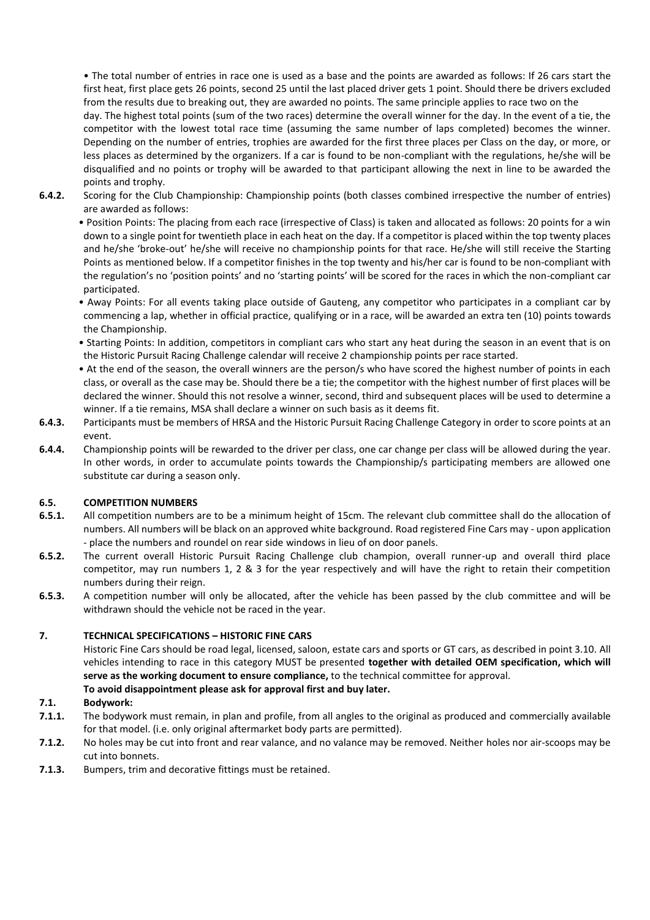- The total number of entries in race one is used as a base and the points are awarded as follows: If 26 cars start the first heat, first place gets 26 points, second 25 until the last placed driver gets 1 point. Should there be drivers excluded from the results due to breaking out, they are awarded no points. The same principle applies to race two on the day. The highest total points (sum of the two races) determine the overall winner for the day. In the event of a tie, the competitor with the lowest total race time (assuming the same number of laps completed) becomes the winner. Depending on the number of entries, trophies are awarded for the first three places per Class on the day, or more, or less places as determined by the organizers. If a car is found to be non-compliant with the regulations, he/she will be disqualified and no points or trophy will be awarded to that participant allowing the next in line to be awarded the points and trophy.

**6.4.2.** Scoring for the Club Championship: Championship points (both classes combined irrespective the number of entries) are awarded as follows:

- Position Points: The placing from each race (irrespective of Class) is taken and allocated as follows: 20 points for a win down to a single point for twentieth place in each heat on the day. If a competitor is placed within the top twenty places and he/she 'broke-out' he/she will receive no championship points for that race. He/she will still receive the Starting Points as mentioned below. If a competitor finishes in the top twenty and his/her car is found to be non-compliant with the regulation's no 'position points' and no 'starting points' will be scored for the races in which the non-compliant car participated.
- Away Points: For all events taking place outside of Gauteng, any competitor who participates in a compliant car by commencing a lap, whether in official practice, qualifying or in a race, will be awarded an extra ten (10) points towards the Championship.
- Starting Points: In addition, competitors in compliant cars who start any heat during the season in an event that is on the Historic Pursuit Racing Challenge calendar will receive 2 championship points per race started.
- At the end of the season, the overall winners are the person/s who have scored the highest number of points in each class, or overall as the case may be. Should there be a tie; the competitor with the highest number of first places will be declared the winner. Should this not resolve a winner, second, third and subsequent places will be used to determine a winner. If a tie remains, MSA shall declare a winner on such basis as it deems fit.

**6.4.3.** Participants must be members of HRSA and the Historic Pursuit Racing Challenge Category in order to score points at an event.

**6.4.4.** Championship points will be rewarded to the driver per class, one car change per class will be allowed during the year. In other words, in order to accumulate points towards the Championship/s participating members are allowed one substitute car during a season only.

## 6.5. COMPETITION NUMBERS

**6.5.1.** All competition numbers are to be a minimum height of 15cm. The relevant club committee shall do the allocation of numbers. All numbers will be black on an approved white background. Road registered Fine Cars may - upon application - place the numbers and roundel on rear side windows in lieu of on door panels.

**6.5.2.** The current overall Historic Pursuit Racing Challenge club champion, overall runner-up and overall third place competitor, may run numbers 1, 2 & 3 for the year respectively and will have the right to retain their competition numbers during their reign.

**6.5.3.** A competition number will only be allocated, after the vehicle has been passed by the club committee and will be withdrawn should the vehicle not be raced in the year.

# 7. TECHNICAL SPECIFICATIONS – HISTORIC FINE CARS

Historic Fine Cars should be road legal, licensed, saloon, estate cars and sports or GT cars, as described in point 3.10. All vehicles intending to race in this category MUST be presented **together with detailed OEM specification, which will serve as the working document to ensure compliance,** to the technical committee for approval.

**To avoid disappointment please ask for approval first and buy later.**

## 7.1. Bodywork:

**7.1.1.** The bodywork must remain, in plan and profile, from all angles to the original as produced and commercially available for that model. (i.e. only original aftermarket body parts are permitted).

**7.1.2.** No holes may be cut into front and rear valance, and no valance may be removed. Neither holes nor air-scoops may be cut into bonnets.

**7.1.3.** Bumpers, trim and decorative fittings must be retained.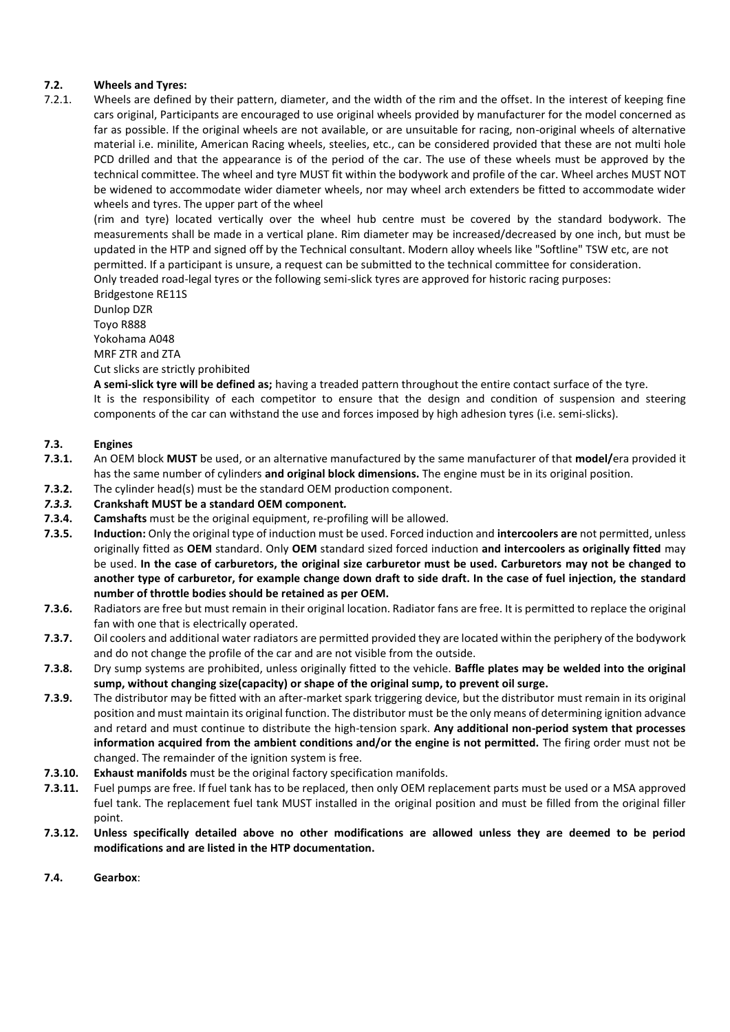### 7.2. Wheels and Tyres:

7.2.1. Wheels are defined by their pattern, diameter, and the width of the rim and the offset. In the interest of keeping fine cars original, Participants are encouraged to use original wheels provided by manufacturer for the model concerned as far as possible. If the original wheels are not available, or are unsuitable for racing, non-original wheels of alternative material i.e. minilite, American Racing wheels, steelies, etc., can be considered provided that these are not multi hole PCD drilled and that the appearance is of the period of the car. The use of these wheels must be approved by the technical committee. The wheel and tyre MUST fit within the bodywork and profile of the car. Wheel arches MUST NOT be widened to accommodate wider diameter wheels, nor may wheel arch extenders be fitted to accommodate wider wheels and tyres. The upper part of the wheel

(rim and tyre) located vertically over the wheel hub centre must be covered by the standard bodywork. The measurements shall be made in a vertical plane. Rim diameter may be increased/decreased by one inch, but must be updated in the HTP and signed off by the Technical consultant. Modern alloy wheels like "Softline" TSW etc, are not permitted. If a participant is unsure, a request can be submitted to the technical committee for consideration.

Only treaded road-legal tyres or the following semi-slick tyres are approved for historic racing purposes:

Bridgestone RE11S
Dunlop DZR
Toyo R888
Yokohama A048
MRF ZTR and ZTA

Cut slicks are strictly prohibited

**A semi-slick tyre will be defined as;** having a treaded pattern throughout the entire contact surface of the tyre.

It is the responsibility of each competitor to ensure that the design and condition of suspension and steering components of the car can withstand the use and forces imposed by high adhesion tyres (i.e. semi-slicks).

### 7.3. Engines

**7.3.1.** An OEM block **MUST** be used, or an alternative manufactured by the same manufacturer of that **model/**era provided it has the same number of cylinders **and original block dimensions.** The engine must be in its original position.

**7.3.2.** The cylinder head(s) must be the standard OEM production component.

***7.3.3.*** **Crankshaft MUST be a standard OEM component*.***

**7.3.4.** **Camshafts** must be the original equipment, re-profiling will be allowed.

**7.3.5.** **Induction:** Only the original type of induction must be used. Forced induction and **intercoolers are** not permitted, unless originally fitted as **OEM** standard. Only **OEM** standard sized forced induction **and intercoolers as originally fitted** may be used. **In the case of carburetors, the original size carburetor must be used. Carburetors may not be changed to another type of carburetor, for example change down draft to side draft. In the case of fuel injection, the standard number of throttle bodies should be retained as per OEM.**

**7.3.6.** Radiators are free but must remain in their original location. Radiator fans are free. It is permitted to replace the original fan with one that is electrically operated.

**7.3.7.** Oil coolers and additional water radiators are permitted provided they are located within the periphery of the bodywork and do not change the profile of the car and are not visible from the outside.

**7.3.8.** Dry sump systems are prohibited, unless originally fitted to the vehicle. **Baffle plates may be welded into the original sump, without changing size(capacity) or shape of the original sump, to prevent oil surge.**

**7.3.9.** The distributor may be fitted with an after-market spark triggering device, but the distributor must remain in its original position and must maintain its original function. The distributor must be the only means of determining ignition advance and retard and must continue to distribute the high-tension spark. **Any additional non-period system that processes information acquired from the ambient conditions and/or the engine is not permitted.** The firing order must not be changed. The remainder of the ignition system is free.

**7.3.10.** **Exhaust manifolds** must be the original factory specification manifolds.

**7.3.11.** Fuel pumps are free. If fuel tank has to be replaced, then only OEM replacement parts must be used or a MSA approved fuel tank. The replacement fuel tank MUST installed in the original position and must be filled from the original filler point.

**7.3.12.** **Unless specifically detailed above no other modifications are allowed unless they are deemed to be period modifications and are listed in the HTP documentation.**

### 7.4. Gearbox: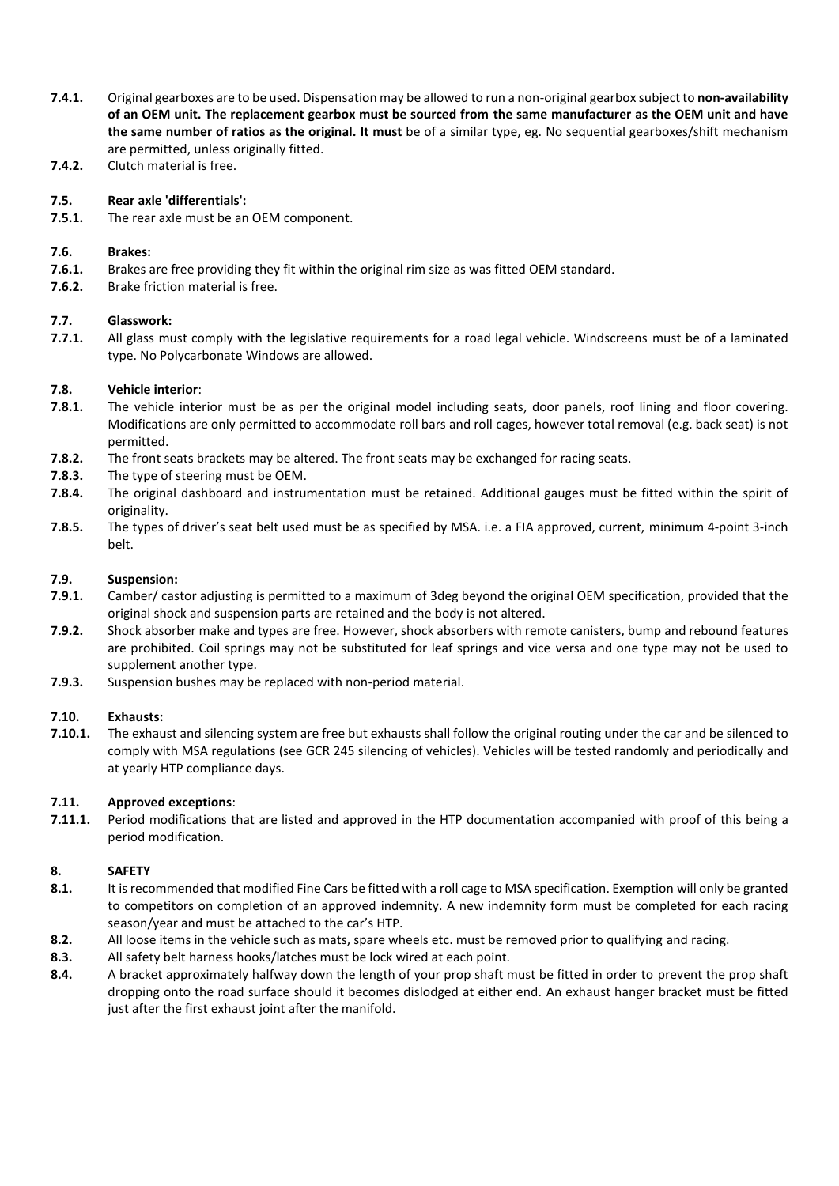**7.4.1.** Original gearboxes are to be used. Dispensation may be allowed to run a non-original gearbox subject to **non-availability of an OEM unit. The replacement gearbox must be sourced from the same manufacturer as the OEM unit and have the same number of ratios as the original. It must** be of a similar type, eg. No sequential gearboxes/shift mechanism are permitted, unless originally fitted.

**7.4.2.** Clutch material is free.

**7.5. Rear axle 'differentials':**

**7.5.1.** The rear axle must be an OEM component.

**7.6. Brakes:**

**7.6.1.** Brakes are free providing they fit within the original rim size as was fitted OEM standard.

**7.6.2.** Brake friction material is free.

**7.7. Glasswork:**

**7.7.1.** All glass must comply with the legislative requirements for a road legal vehicle. Windscreens must be of a laminated type. No Polycarbonate Windows are allowed.

**7.8. Vehicle interior**:

**7.8.1.** The vehicle interior must be as per the original model including seats, door panels, roof lining and floor covering. Modifications are only permitted to accommodate roll bars and roll cages, however total removal (e.g. back seat) is not permitted.

**7.8.2.** The front seats brackets may be altered. The front seats may be exchanged for racing seats.

**7.8.3.** The type of steering must be OEM.

**7.8.4.** The original dashboard and instrumentation must be retained. Additional gauges must be fitted within the spirit of originality.

**7.8.5.** The types of driver's seat belt used must be as specified by MSA. i.e. a FIA approved, current, minimum 4-point 3-inch belt.

**7.9. Suspension:**

**7.9.1.** Camber/ castor adjusting is permitted to a maximum of 3deg beyond the original OEM specification, provided that the original shock and suspension parts are retained and the body is not altered.

**7.9.2.** Shock absorber make and types are free. However, shock absorbers with remote canisters, bump and rebound features are prohibited. Coil springs may not be substituted for leaf springs and vice versa and one type may not be used to supplement another type.

**7.9.3.** Suspension bushes may be replaced with non-period material.

**7.10. Exhausts:**

**7.10.1.** The exhaust and silencing system are free but exhausts shall follow the original routing under the car and be silenced to comply with MSA regulations (see GCR 245 silencing of vehicles). Vehicles will be tested randomly and periodically and at yearly HTP compliance days.

**7.11. Approved exceptions**:

**7.11.1.** Period modifications that are listed and approved in the HTP documentation accompanied with proof of this being a period modification.

**8. SAFETY**

**8.1.** It is recommended that modified Fine Cars be fitted with a roll cage to MSA specification. Exemption will only be granted to competitors on completion of an approved indemnity. A new indemnity form must be completed for each racing season/year and must be attached to the car's HTP.

**8.2.** All loose items in the vehicle such as mats, spare wheels etc. must be removed prior to qualifying and racing.

**8.3.** All safety belt harness hooks/latches must be lock wired at each point.

**8.4.** A bracket approximately halfway down the length of your prop shaft must be fitted in order to prevent the prop shaft dropping onto the road surface should it becomes dislodged at either end. An exhaust hanger bracket must be fitted just after the first exhaust joint after the manifold.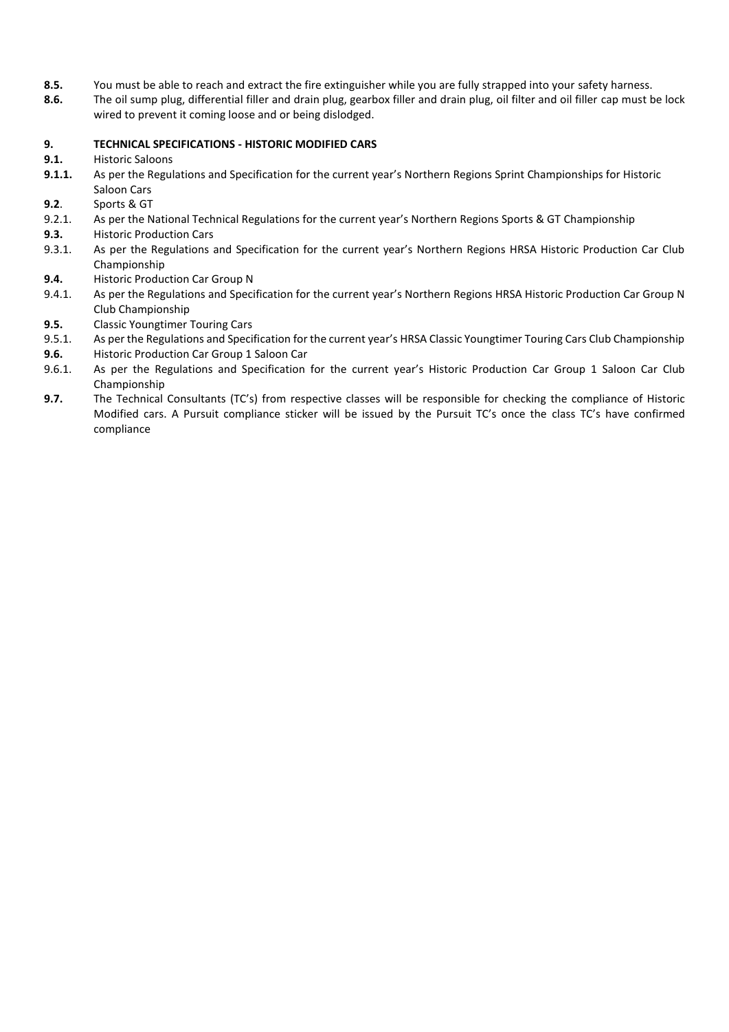**8.5.** You must be able to reach and extract the fire extinguisher while you are fully strapped into your safety harness.

**8.6.** The oil sump plug, differential filler and drain plug, gearbox filler and drain plug, oil filter and oil filler cap must be lock wired to prevent it coming loose and or being dislodged.

**9. TECHNICAL SPECIFICATIONS - HISTORIC MODIFIED CARS**

**9.1.** Historic Saloons

**9.1.1.** As per the Regulations and Specification for the current year's Northern Regions Sprint Championships for Historic Saloon Cars

**9.2**. Sports & GT

9.2.1. As per the National Technical Regulations for the current year's Northern Regions Sports & GT Championship

**9.3.** Historic Production Cars

9.3.1. As per the Regulations and Specification for the current year's Northern Regions HRSA Historic Production Car Club Championship

**9.4.** Historic Production Car Group N

9.4.1. As per the Regulations and Specification for the current year's Northern Regions HRSA Historic Production Car Group N Club Championship

**9.5.** Classic Youngtimer Touring Cars

9.5.1. As per the Regulations and Specification for the current year's HRSA Classic Youngtimer Touring Cars Club Championship

**9.6.** Historic Production Car Group 1 Saloon Car

9.6.1. As per the Regulations and Specification for the current year's Historic Production Car Group 1 Saloon Car Club Championship

**9.7.** The Technical Consultants (TC's) from respective classes will be responsible for checking the compliance of Historic Modified cars. A Pursuit compliance sticker will be issued by the Pursuit TC's once the class TC's have confirmed compliance